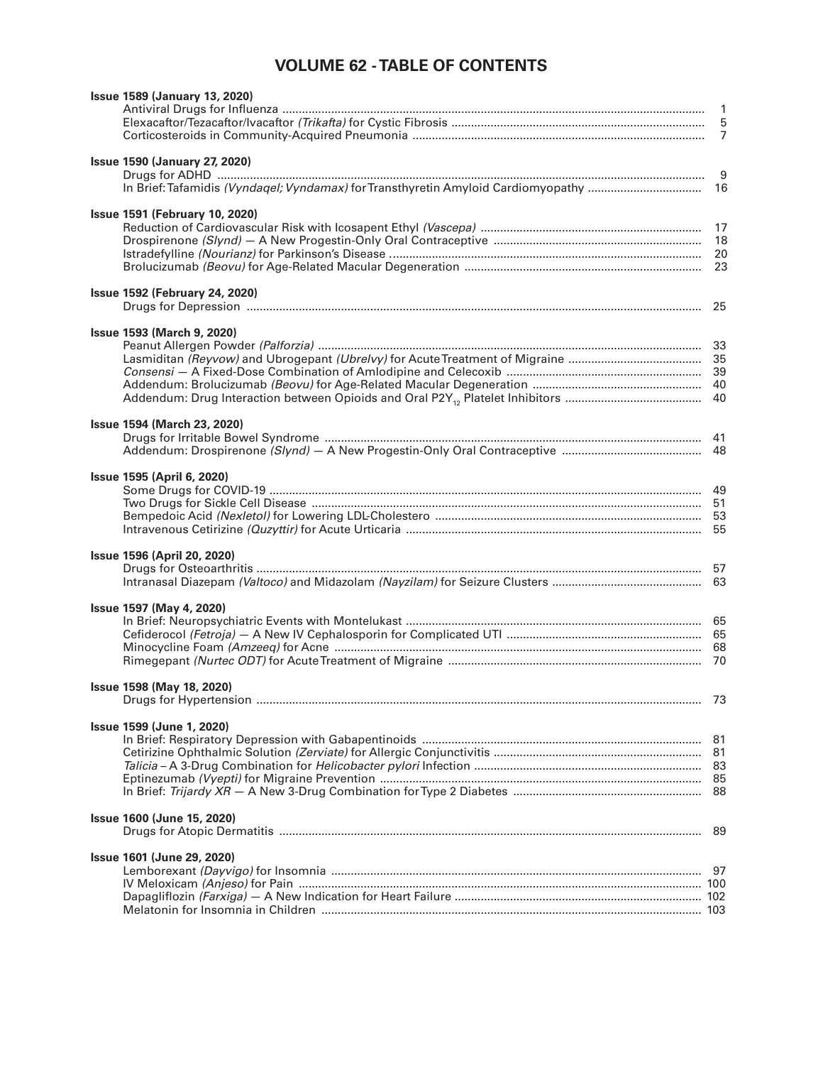# VOLUME 62 - TABLE OF CONTENTS

**Issue 1589 (January 13, 2020)**

- Antiviral Drugs for Influenza .......... 1
- Elexacaftor/Tezacaftor/Ivacaftor *(Trikafta)* for Cystic Fibrosis .......... 5
- Corticosteroids in Community-Acquired Pneumonia .......... 7

**Issue 1590 (January 27, 2020)**

- Drugs for ADHD .......... 9
- In Brief: Tafamidis *(Vyndaqel; Vyndamax)* for Transthyretin Amyloid Cardiomyopathy .......... 16

**Issue 1591 (February 10, 2020)**

- Reduction of Cardiovascular Risk with Icosapent Ethyl *(Vascepa)* .......... 17
- Drospirenone *(Slynd)* — A New Progestin-Only Oral Contraceptive .......... 18
- Istradefylline *(Nourianz)* for Parkinson's Disease .......... 20
- Brolucizumab *(Beovu)* for Age-Related Macular Degeneration .......... 23

**Issue 1592 (February 24, 2020)**

- Drugs for Depression .......... 25

**Issue 1593 (March 9, 2020)**

- Peanut Allergen Powder *(Palforzia)* .......... 33
- Lasmiditan *(Reyvow)* and Ubrogepant *(Ubrelvy)* for Acute Treatment of Migraine .......... 35
- *Consensi* — A Fixed-Dose Combination of Amlodipine and Celecoxib .......... 39
- Addendum: Brolucizumab *(Beovu)* for Age-Related Macular Degeneration .......... 40
- Addendum: Drug Interaction between Opioids and Oral $P2Y_{12}$ Platelet Inhibitors .......... 40

**Issue 1594 (March 23, 2020)**

- Drugs for Irritable Bowel Syndrome .......... 41
- Addendum: Drospirenone *(Slynd)* — A New Progestin-Only Oral Contraceptive .......... 48

**Issue 1595 (April 6, 2020)**

- Some Drugs for COVID-19 .......... 49
- Two Drugs for Sickle Cell Disease .......... 51
- Bempedoic Acid *(Nexletol)* for Lowering LDL-Cholestero .......... 53
- Intravenous Cetirizine *(Quzyttir)* for Acute Urticaria .......... 55

**Issue 1596 (April 20, 2020)**

- Drugs for Osteoarthritis .......... 57
- Intranasal Diazepam *(Valtoco)* and Midazolam *(Nayzilam)* for Seizure Clusters .......... 63

**Issue 1597 (May 4, 2020)**

- In Brief: Neuropsychiatric Events with Montelukast .......... 65
- Cefiderocol *(Fetroja)* — A New IV Cephalosporin for Complicated UTI .......... 65
- Minocycline Foam *(Amzeeq)* for Acne .......... 68
- Rimegepant *(Nurtec ODT)* for Acute Treatment of Migraine .......... 70

**Issue 1598 (May 18, 2020)**

- Drugs for Hypertension .......... 73

**Issue 1599 (June 1, 2020)**

- In Brief: Respiratory Depression with Gabapentinoids .......... 81
- Cetirizine Ophthalmic Solution *(Zerviate)* for Allergic Conjunctivitis .......... 81
- *Talicia* – A 3-Drug Combination for *Helicobacter pylori* Infection .......... 83
- Eptinezumab *(Vyepti)* for Migraine Prevention .......... 85
- In Brief: *Trijardy XR* — A New 3-Drug Combination for Type 2 Diabetes .......... 88

**Issue 1600 (June 15, 2020)**

- Drugs for Atopic Dermatitis .......... 89

**Issue 1601 (June 29, 2020)**

- Lemborexant *(Dayvigo)* for Insomnia .......... 97
- IV Meloxicam *(Anjeso)* for Pain .......... 100
- Dapagliflozin *(Farxiga)* — A New Indication for Heart Failure .......... 102
- Melatonin for Insomnia in Children .......... 103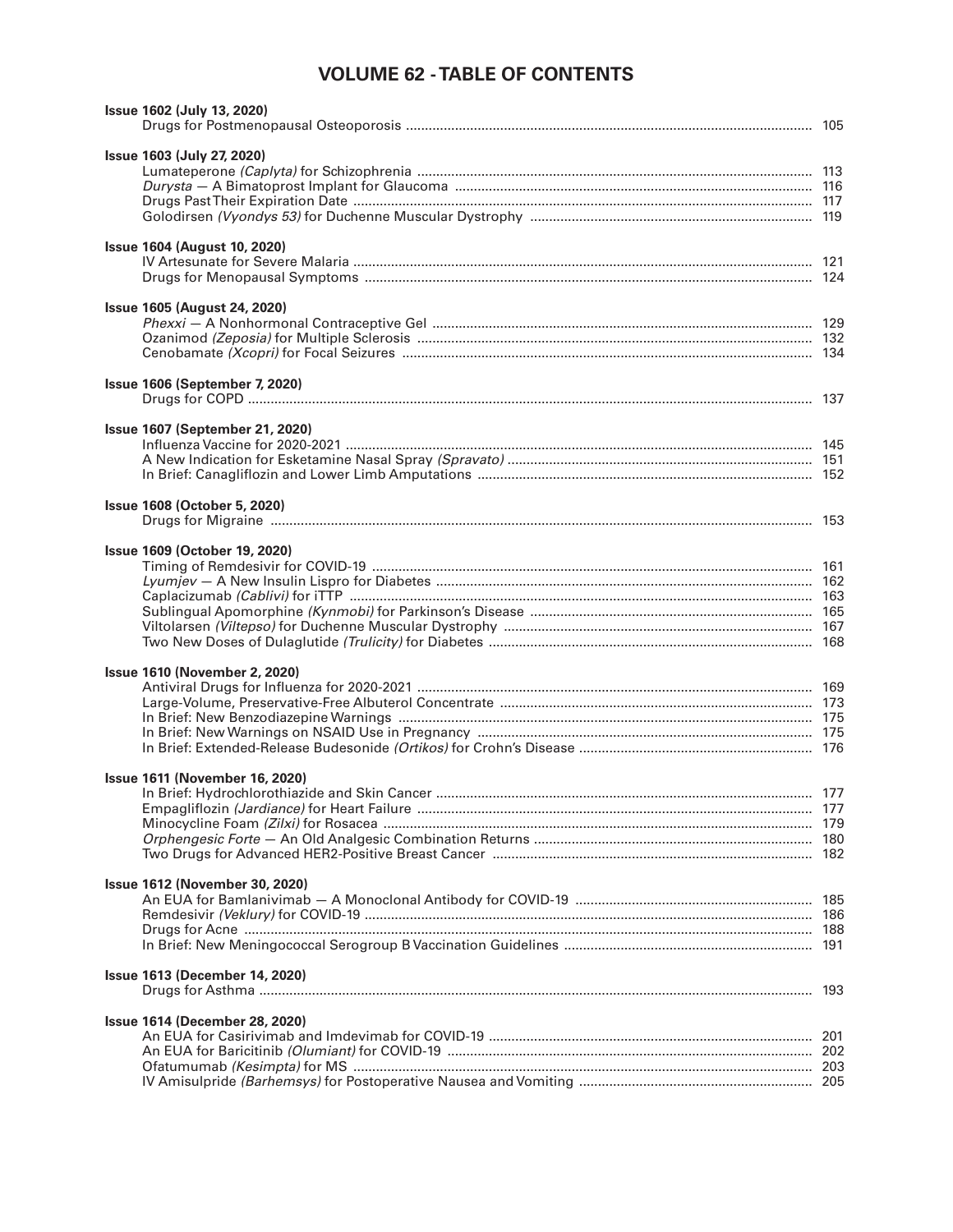# VOLUME 62 - TABLE OF CONTENTS

**Issue 1602 (July 13, 2020)**

Drugs for Postmenopausal Osteoporosis ........ 105

**Issue 1603 (July 27, 2020)**

Lumateperone *(Caplyta)* for Schizophrenia ........ 113
*Durysta* — A Bimatoprost Implant for Glaucoma ........ 116
Drugs Past Their Expiration Date ........ 117
Golodirsen *(Vyondys 53)* for Duchenne Muscular Dystrophy ........ 119

**Issue 1604 (August 10, 2020)**

IV Artesunate for Severe Malaria ........ 121
Drugs for Menopausal Symptoms ........ 124

**Issue 1605 (August 24, 2020)**

*Phexxi* — A Nonhormonal Contraceptive Gel ........ 129
Ozanimod *(Zeposia)* for Multiple Sclerosis ........ 132
Cenobamate *(Xcopri)* for Focal Seizures ........ 134

**Issue 1606 (September 7, 2020)**

Drugs for COPD ........ 137

**Issue 1607 (September 21, 2020)**

Influenza Vaccine for 2020-2021 ........ 145
A New Indication for Esketamine Nasal Spray *(Spravato)* ........ 151
In Brief: Canagliflozin and Lower Limb Amputations ........ 152

**Issue 1608 (October 5, 2020)**

Drugs for Migraine ........ 153

**Issue 1609 (October 19, 2020)**

Timing of Remdesivir for COVID-19 ........ 161
*Lyumjev* — A New Insulin Lispro for Diabetes ........ 162
Caplacizumab *(Cablivi)* for iTTP ........ 163
Sublingual Apomorphine *(Kynmobi)* for Parkinson's Disease ........ 165
Viltolarsen *(Viltepso)* for Duchenne Muscular Dystrophy ........ 167
Two New Doses of Dulaglutide *(Trulicity)* for Diabetes ........ 168

**Issue 1610 (November 2, 2020)**

Antiviral Drugs for Influenza for 2020-2021 ........ 169
Large-Volume, Preservative-Free Albuterol Concentrate ........ 173
In Brief: New Benzodiazepine Warnings ........ 175
In Brief: New Warnings on NSAID Use in Pregnancy ........ 175
In Brief: Extended-Release Budesonide *(Ortikos)* for Crohn's Disease ........ 176

**Issue 1611 (November 16, 2020)**

In Brief: Hydrochlorothiazide and Skin Cancer ........ 177
Empagliflozin *(Jardiance)* for Heart Failure ........ 177
Minocycline Foam *(Zilxi)* for Rosacea ........ 179
*Orphengesic Forte* — An Old Analgesic Combination Returns ........ 180
Two Drugs for Advanced HER2-Positive Breast Cancer ........ 182

**Issue 1612 (November 30, 2020)**

An EUA for Bamlanivimab — A Monoclonal Antibody for COVID-19 ........ 185
Remdesivir *(Veklury)* for COVID-19 ........ 186
Drugs for Acne ........ 188
In Brief: New Meningococcal Serogroup B Vaccination Guidelines ........ 191

**Issue 1613 (December 14, 2020)**

Drugs for Asthma ........ 193

**Issue 1614 (December 28, 2020)**

An EUA for Casirivimab and Imdevimab for COVID-19 ........ 201
An EUA for Baricitinib *(Olumiant)* for COVID-19 ........ 202
Ofatumumab *(Kesimpta)* for MS ........ 203
IV Amisulpride *(Barhemsys)* for Postoperative Nausea and Vomiting ........ 205